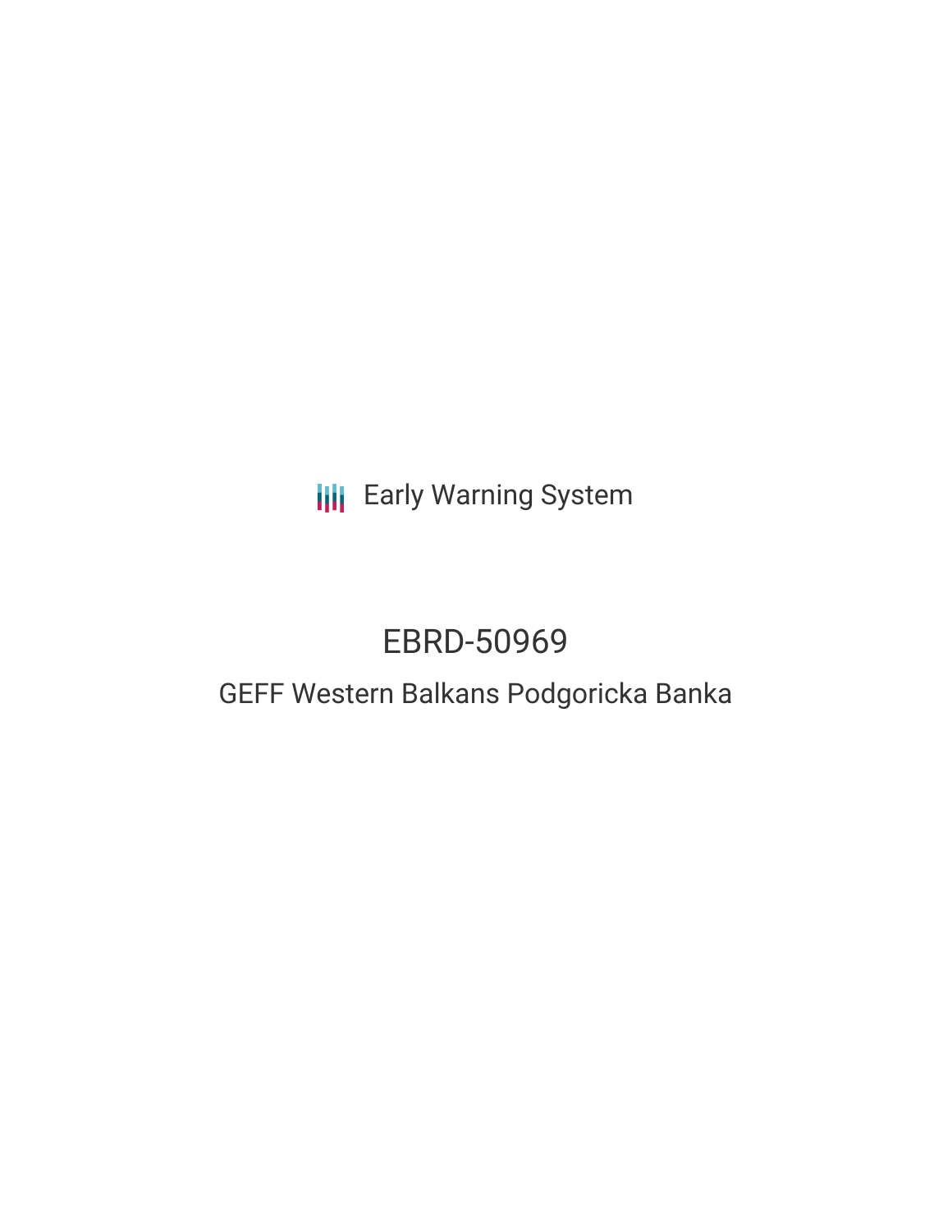Early Warning System

# EBRD-50969

## GEFF Western Balkans Podgoricka Banka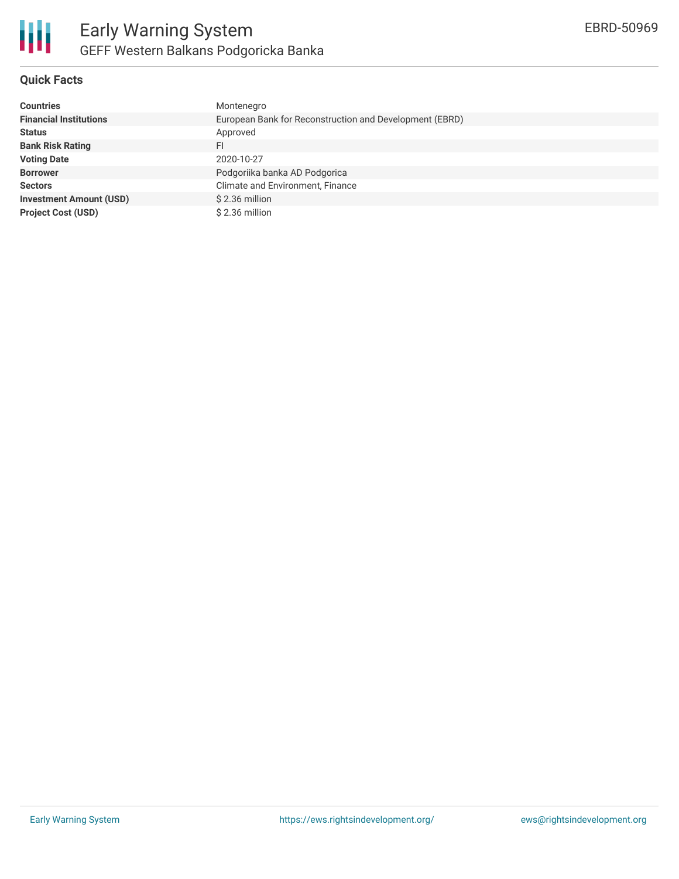# Early Warning System

## GEFF Western Balkans Podgoricka Banka

EBRD-50969

### Quick Facts

| | |
|---|---|
| **Countries** | Montenegro |
| **Financial Institutions** | European Bank for Reconstruction and Development (EBRD) |
| **Status** | Approved |
| **Bank Risk Rating** | FI |
| **Voting Date** | 2020-10-27 |
| **Borrower** | Podgoriika banka AD Podgorica |
| **Sectors** | Climate and Environment, Finance |
| **Investment Amount (USD)** | $ 2.36 million |
| **Project Cost (USD)** | $ 2.36 million |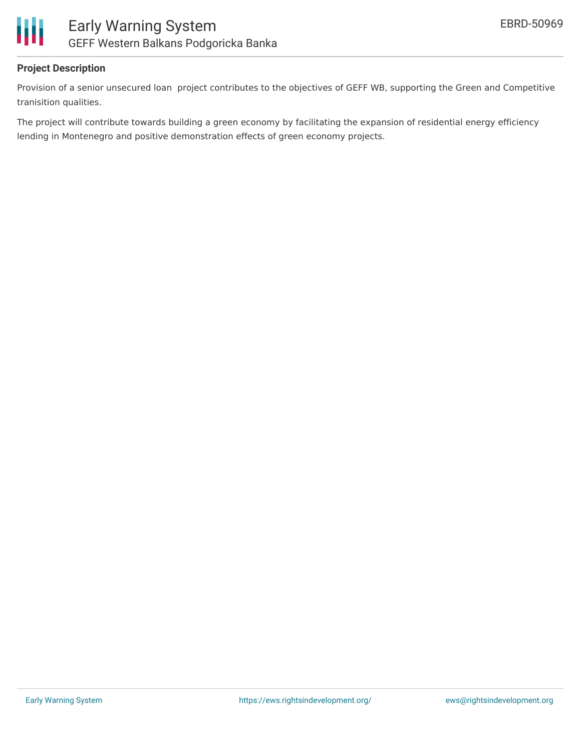### Project Description

Provision of a senior unsecured loan  project contributes to the objectives of GEFF WB, supporting the Green and Competitive tranisition qualities.

The project will contribute towards building a green economy by facilitating the expansion of residential energy efficiency lending in Montenegro and positive demonstration effects of green economy projects.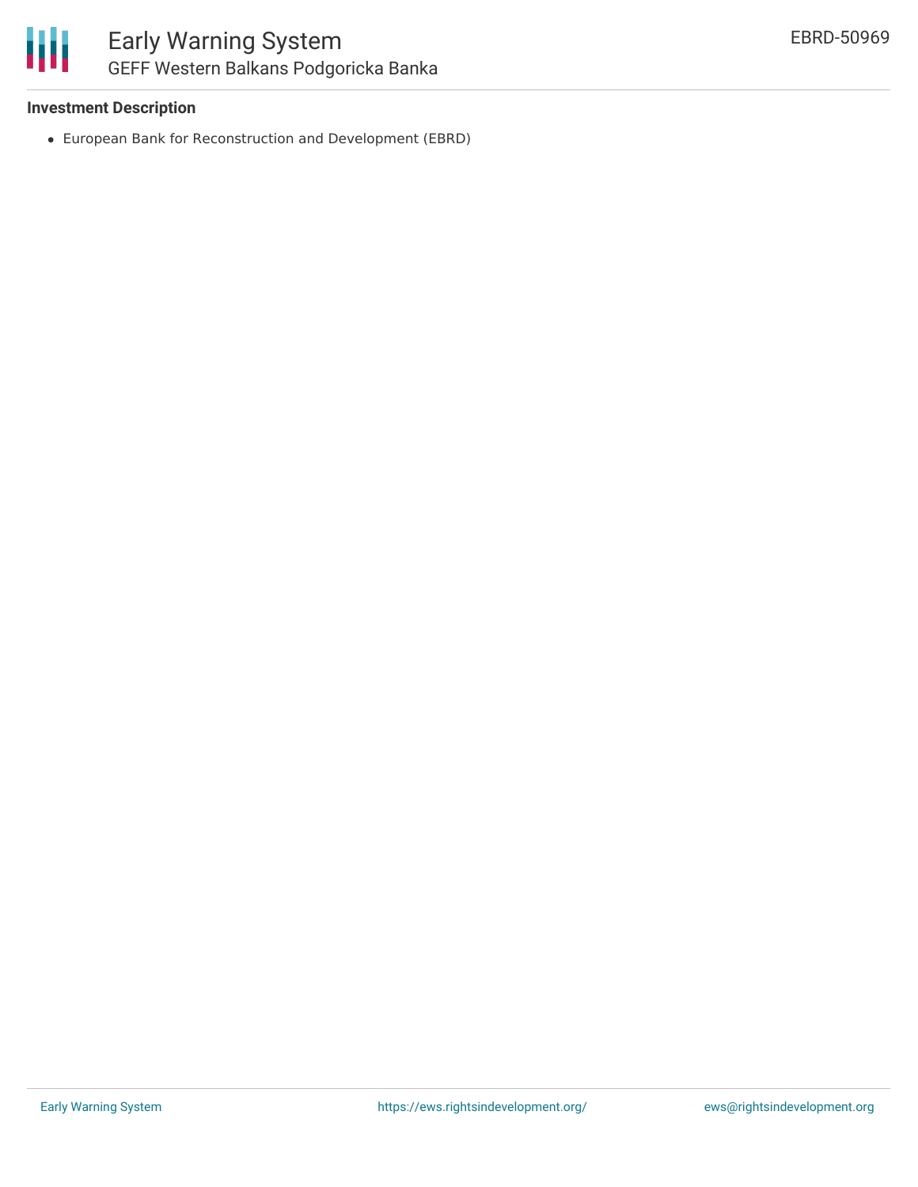**Investment Description**

- European Bank for Reconstruction and Development (EBRD)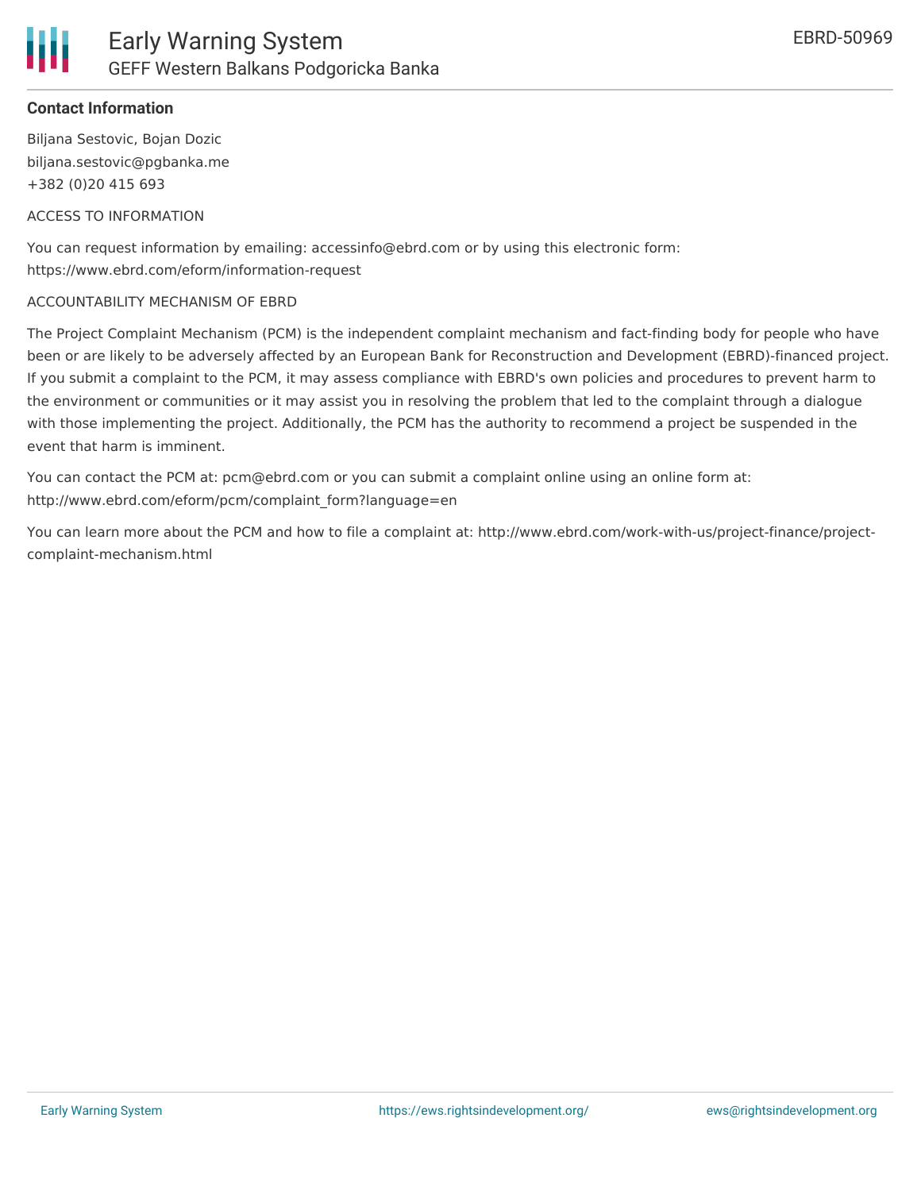**Contact Information**

Biljana Sestovic, Bojan Dozic
biljana.sestovic@pgbanka.me
+382 (0)20 415 693

ACCESS TO INFORMATION

You can request information by emailing: accessinfo@ebrd.com or by using this electronic form: https://www.ebrd.com/eform/information-request

ACCOUNTABILITY MECHANISM OF EBRD

The Project Complaint Mechanism (PCM) is the independent complaint mechanism and fact-finding body for people who have been or are likely to be adversely affected by an European Bank for Reconstruction and Development (EBRD)-financed project. If you submit a complaint to the PCM, it may assess compliance with EBRD's own policies and procedures to prevent harm to the environment or communities or it may assist you in resolving the problem that led to the complaint through a dialogue with those implementing the project. Additionally, the PCM has the authority to recommend a project be suspended in the event that harm is imminent.

You can contact the PCM at: pcm@ebrd.com or you can submit a complaint online using an online form at: http://www.ebrd.com/eform/pcm/complaint_form?language=en

You can learn more about the PCM and how to file a complaint at: http://www.ebrd.com/work-with-us/project-finance/project-complaint-mechanism.html